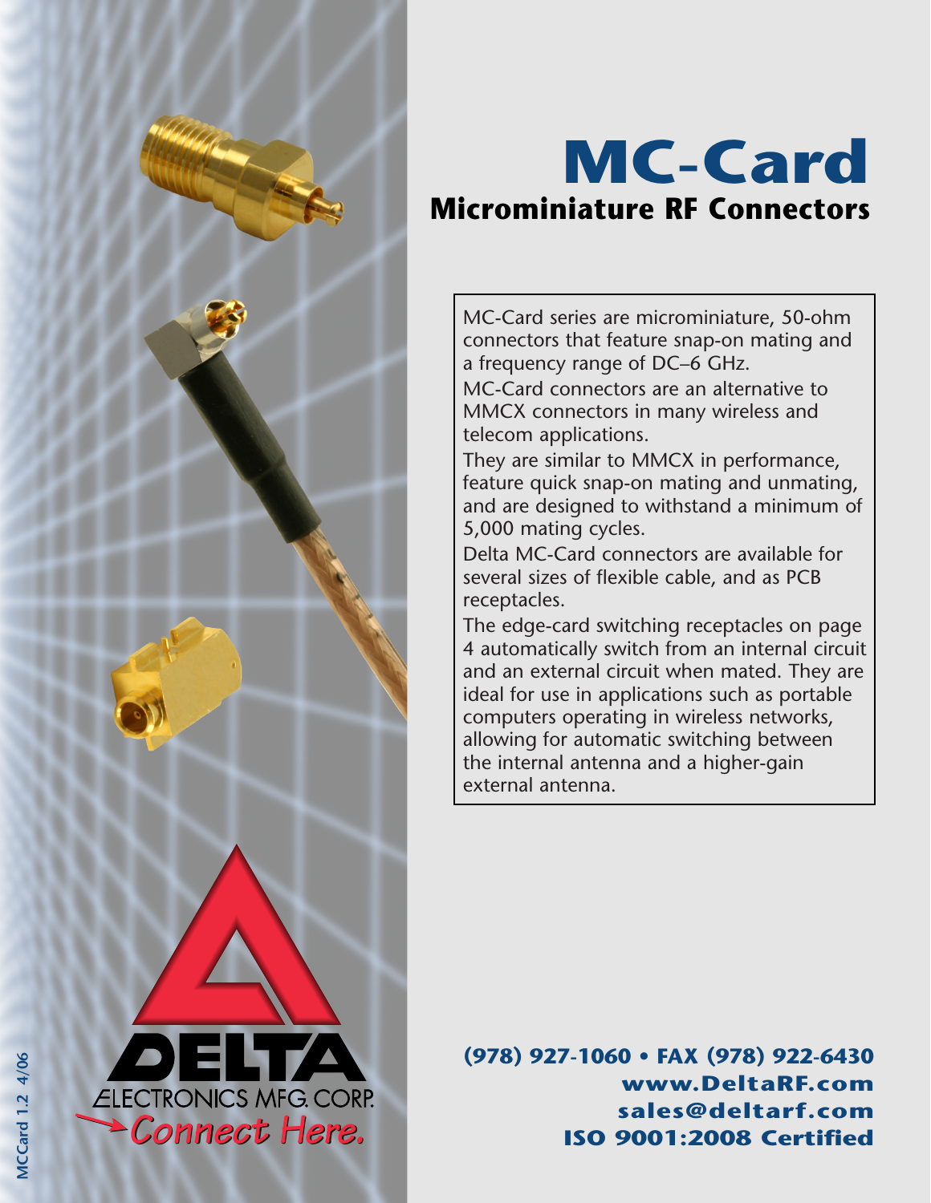# MC-Card

## Microminiature RF Connectors

MC-Card series are microminiature, 50-ohm connectors that feature snap-on mating and a frequency range of DC–6 GHz.

MC-Card connectors are an alternative to MMCX connectors in many wireless and telecom applications.

They are similar to MMCX in performance, feature quick snap-on mating and unmating, and are designed to withstand a minimum of 5,000 mating cycles.

Delta MC-Card connectors are available for several sizes of flexible cable, and as PCB receptacles.

The edge-card switching receptacles on page 4 automatically switch from an internal circuit and an external circuit when mated. They are ideal for use in applications such as portable computers operating in wireless networks, allowing for automatic switching between the internal antenna and a higher-gain external antenna.

DELTA ELECTRONICS MFG. CORP.
Connect Here.

**(978) 927-1060 • FAX (978) 922-6430**
**www.DeltaRF.com**
**sales@deltarf.com**
**ISO 9001:2008 Certified**

MCCard 1.2 4/06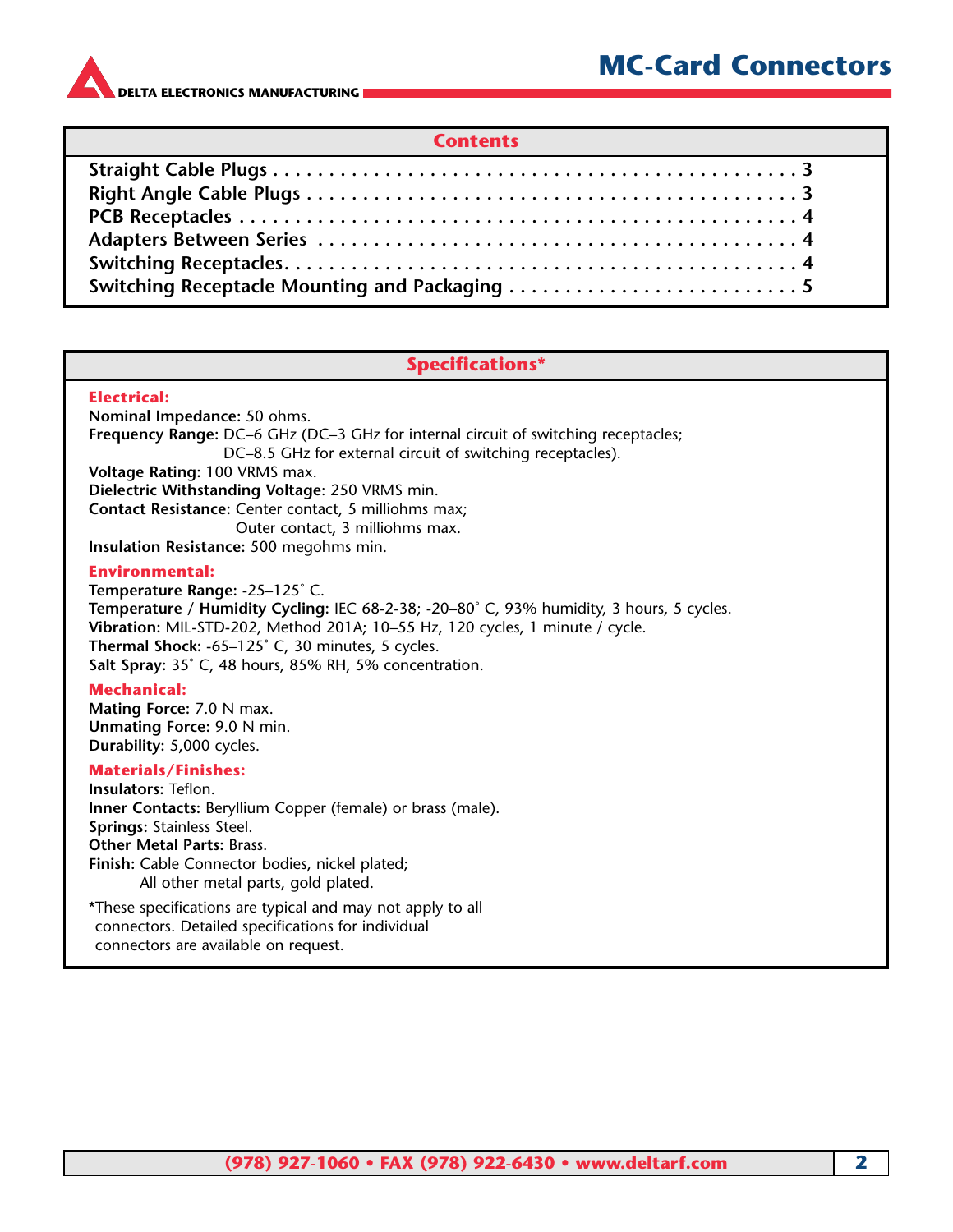## Contents

| | |
|---|---|
| **Straight Cable Plugs** | **3** |
| **Right Angle Cable Plugs** | **3** |
| **PCB Receptacles** | **4** |
| **Adapters Between Series** | **4** |
| **Switching Receptacles** | **4** |
| **Switching Receptacle Mounting and Packaging** | **5** |

## Specifications*

### Electrical:

**Nominal Impedance:** 50 ohms.

**Frequency Range:** DC–6 GHz (DC–3 GHz for internal circuit of switching receptacles; DC–8.5 GHz for external circuit of switching receptacles).

**Voltage Rating:** 100 VRMS max.

**Dielectric Withstanding Voltage**: 250 VRMS min.

**Contact Resistance:** Center contact, 5 milliohms max; Outer contact, 3 milliohms max.

**Insulation Resistance:** 500 megohms min.

### Environmental:

**Temperature Range:** -25–125˚ C.

**Temperature / Humidity Cycling:** IEC 68-2-38; -20–80˚ C, 93% humidity, 3 hours, 5 cycles.

**Vibration:** MIL-STD-202, Method 201A; 10–55 Hz, 120 cycles, 1 minute / cycle.

**Thermal Shock:** -65–125˚ C, 30 minutes, 5 cycles.

**Salt Spray:** 35˚ C, 48 hours, 85% RH, 5% concentration.

### Mechanical:

**Mating Force:** 7.0 N max.

**Unmating Force:** 9.0 N min.

**Durability:** 5,000 cycles.

### Materials/Finishes:

**Insulators:** Teflon.

**Inner Contacts:** Beryllium Copper (female) or brass (male).

**Springs:** Stainless Steel.

**Other Metal Parts:** Brass.

**Finish:** Cable Connector bodies, nickel plated; All other metal parts, gold plated.

*These specifications are typical and may not apply to all connectors. Detailed specifications for individual connectors are available on request.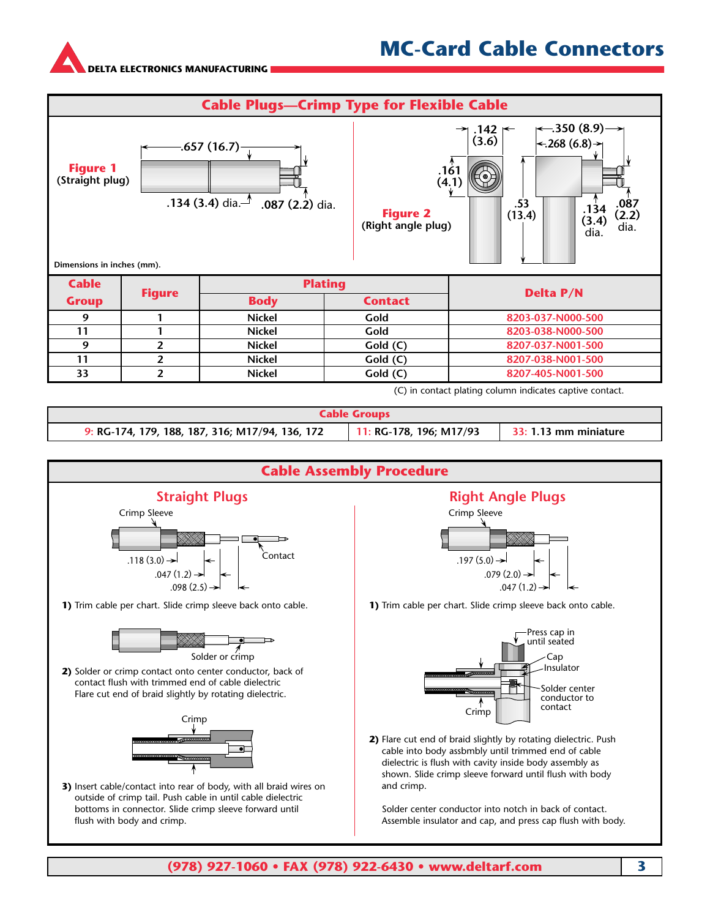# MC-Card Cable Connectors

## Cable Plugs—Crimp Type for Flexible Cable

**Figure 1** (Straight plug)

.657 (16.7)

.134 (3.4) dia. .087 (2.2) dia.

**Figure 2** (Right angle plug)

.142 (3.6) .350 (8.9) .268 (6.8) .161 (4.1) .53 (13.4) .134 (3.4) dia. .087 (2.2) dia.

Dimensions in inches (mm).

| Cable Group | Figure | Plating | | Delta P/N |
|---|---|---|---|---|
| | | Body | Contact | |
| 9 | 1 | Nickel | Gold | 8203-037-N000-500 |
| 11 | 1 | Nickel | Gold | 8203-038-N000-500 |
| 9 | 2 | Nickel | Gold (C) | 8207-037-N001-500 |
| 11 | 2 | Nickel | Gold (C) | 8207-038-N001-500 |
| 33 | 2 | Nickel | Gold (C) | 8207-405-N001-500 |

(C) in contact plating column indicates captive contact.

| Cable Groups | | |
|---|---|---|
| 9: RG-174, 179, 188, 187, 316; M17/94, 136, 172 | 11: RG-178, 196; M17/93 | 33: 1.13 mm miniature |

## Cable Assembly Procedure

### Straight Plugs

Crimp Sleeve

Contact

.118 (3.0) .047 (1.2) .098 (2.5)

**1)** Trim cable per chart. Slide crimp sleeve back onto cable.

Solder or crimp

**2)** Solder or crimp contact onto center conductor, back of contact flush with trimmed end of cable dielectric Flare cut end of braid slightly by rotating dielectric.

Crimp

**3)** Insert cable/contact into rear of body, with all braid wires on outside of crimp tail. Push cable in until cable dielectric bottoms in connector. Slide crimp sleeve forward until flush with body and crimp.

### Right Angle Plugs

Crimp Sleeve

.197 (5.0) .079 (2.0) .047 (1.2)

**1)** Trim cable per chart. Slide crimp sleeve back onto cable.

Press cap in until seated

Cap

Insulator

Solder center conductor to contact

Crimp

**2)** Flare cut end of braid slightly by rotating dielectric. Push cable into body assbmbly until trimmed end of cable dielectric is flush with cavity inside body assembly as shown. Slide crimp sleeve forward until flush with body and crimp.

Solder center conductor into notch in back of contact. Assemble insulator and cap, and press cap flush with body.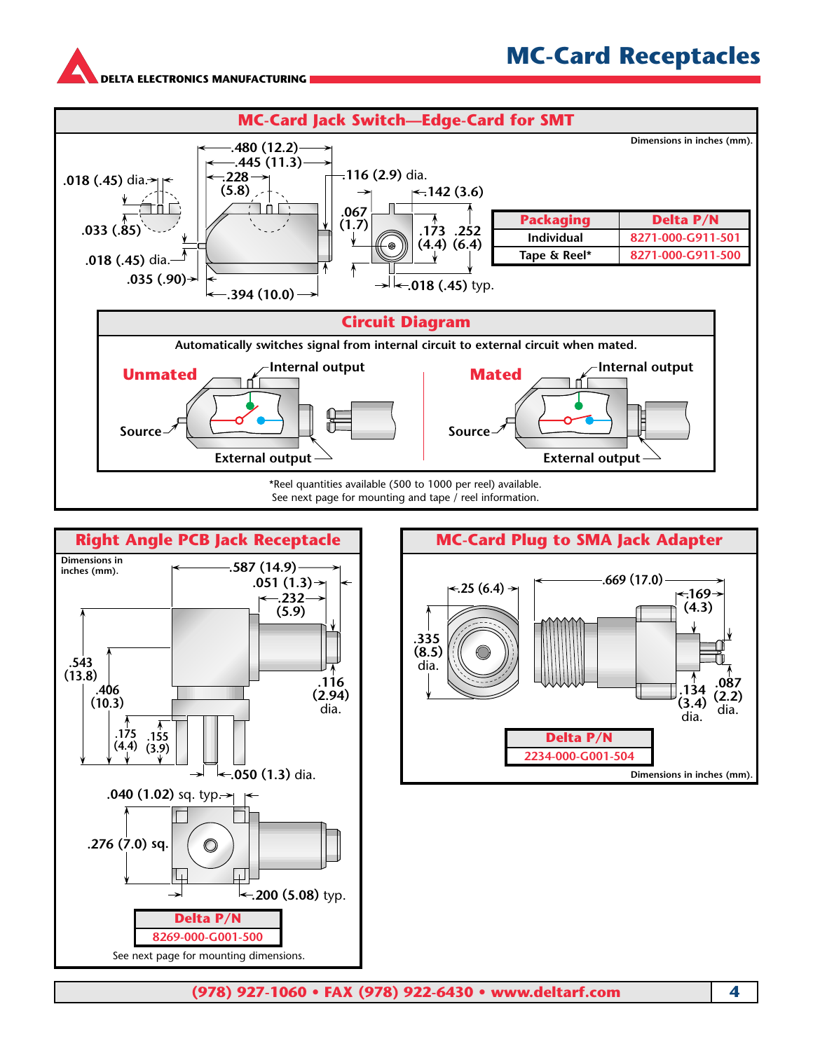# MC-Card Receptacles

DELTA ELECTRONICS MANUFACTURING

## MC-Card Jack Switch—Edge-Card for SMT

Dimensions in inches (mm).

.480 (12.2)
.445 (11.3)
.228 (5.8)
.018 (.45) dia.
.033 (.85)
.018 (.45) dia.
.035 (.90)
.394 (10.0)
.116 (2.9) dia.
.142 (3.6)
.067 (1.7)
.173 (4.4)
.252 (6.4)
.018 (.45) typ.

| Packaging | Delta P/N |
|---|---|
| Individual | 8271-000-G911-501 |
| Tape & Reel* | 8271-000-G911-500 |

### Circuit Diagram

Automatically switches signal from internal circuit to external circuit when mated.

**Unmated** — Internal output, Source, External output

**Mated** — Internal output, Source, External output

*Reel quantities available (500 to 1000 per reel) available.
See next page for mounting and tape / reel information.

## Right Angle PCB Jack Receptacle

Dimensions in inches (mm).

.587 (14.9)
.051 (1.3)
.232 (5.9)
.543 (13.8)
.406 (10.3)
.116 (2.94) dia.
.175 (4.4)
.155 (3.9)
.050 (1.3) dia.
.040 (1.02) sq. typ.
.276 (7.0) sq.
.200 (5.08) typ.

| Delta P/N |
|---|
| 8269-000-G001-500 |

See next page for mounting dimensions.

## MC-Card Plug to SMA Jack Adapter

.25 (6.4)
.669 (17.0)
.169 (4.3)
.335 (8.5) dia.
.134 (3.4) dia.
.087 (2.2) dia.

| Delta P/N |
|---|
| 2234-000-G001-504 |

Dimensions in inches (mm).

(978) 927-1060 • FAX (978) 922-6430 • www.deltarf.com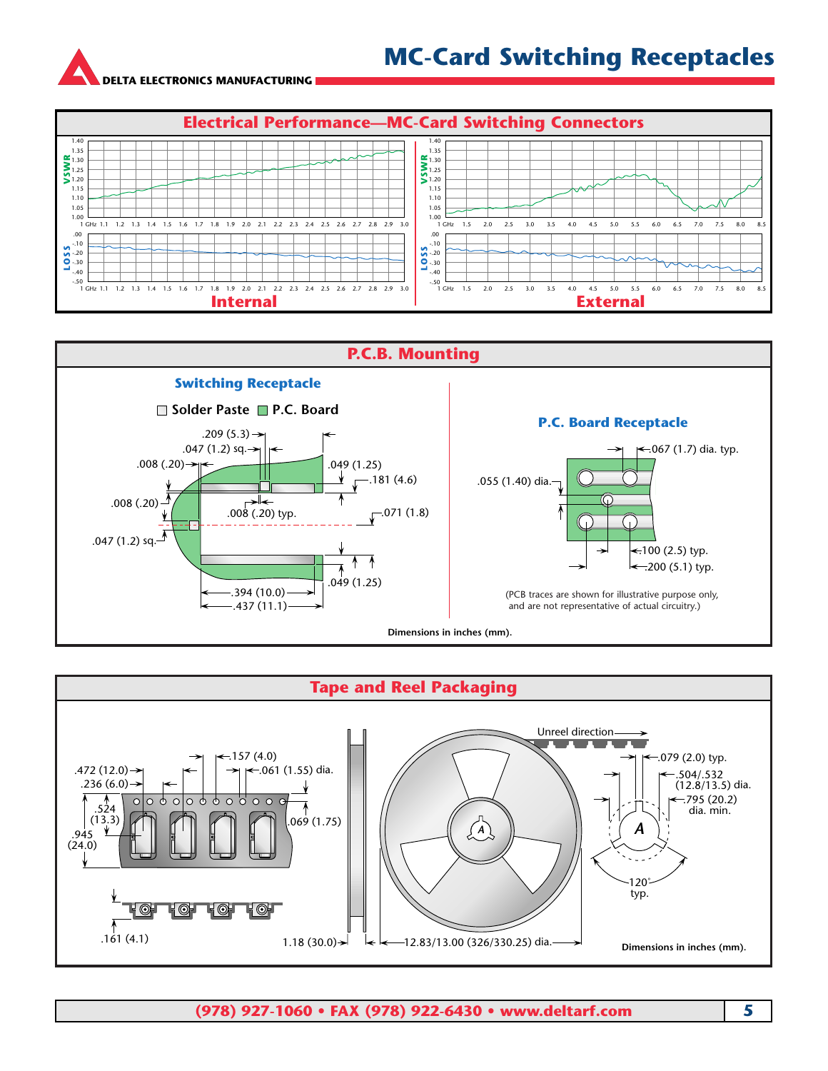# MC-Card Switching Receptacles

DELTA ELECTRONICS MANUFACTURING

## Electrical Performance—MC-Card Switching Connectors

VSWR

1.40
1.35
1.30
1.25
1.20
1.15
1.10
1.05
1.00

1 GHz 1.1 1.2 1.3 1.4 1.5 1.6 1.7 1.8 1.9 2.0 2.1 2.2 2.3 2.4 2.5 2.6 2.7 2.8 2.9 3.0

LOSS

.00
-.10
-.20
-.30
-.40
-.50

1 GHz 1.1 1.2 1.3 1.4 1.5 1.6 1.7 1.8 1.9 2.0 2.1 2.2 2.3 2.4 2.5 2.6 2.7 2.8 2.9 3.0

**Internal**

VSWR

1.40
1.35
1.30
1.25
1.20
1.15
1.10
1.05
1.00

1 GHz 1.5 2.0 2.5 3.0 3.5 4.0 4.5 5.0 5.5 6.0 6.5 7.0 7.5 8.0 8.5

LOSS

.00
-.10
-.20
-.30
-.40
-.50

1 GHz 1.5 2.0 2.5 3.0 3.5 4.0 4.5 5.0 5.5 6.0 6.5 7.0 7.5 8.0 8.5

**External**

## P.C.B. Mounting

### Switching Receptacle

☐ Solder Paste ☐ P.C. Board

.209 (5.3)
.047 (1.2) sq.
.008 (.20)
.049 (1.25)
.181 (4.6)
.008 (.20)
.008 (.20) typ.
.071 (1.8)
.047 (1.2) sq.
.049 (1.25)
.394 (10.0)
.437 (11.1)

### P.C. Board Receptacle

.067 (1.7) dia. typ.
.055 (1.40) dia.
.100 (2.5) typ.
.200 (5.1) typ.

(PCB traces are shown for illustrative purpose only, and are not representative of actual circuitry.)

Dimensions in inches (mm).

## Tape and Reel Packaging

.157 (4.0)
.472 (12.0)
.061 (1.55) dia.
.236 (6.0)
.524 (13.3)
.945 (24.0)
.069 (1.75)
.161 (4.1)
1.18 (30.0)
12.83/13.00 (326/330.25) dia.
Unreel direction
.079 (2.0) typ.
.504/.532 (12.8/13.5) dia.
.795 (20.2) dia. min.
A
120° typ.

Dimensions in inches (mm).

(978) 927-1060 • FAX (978) 922-6430 • www.deltarf.com